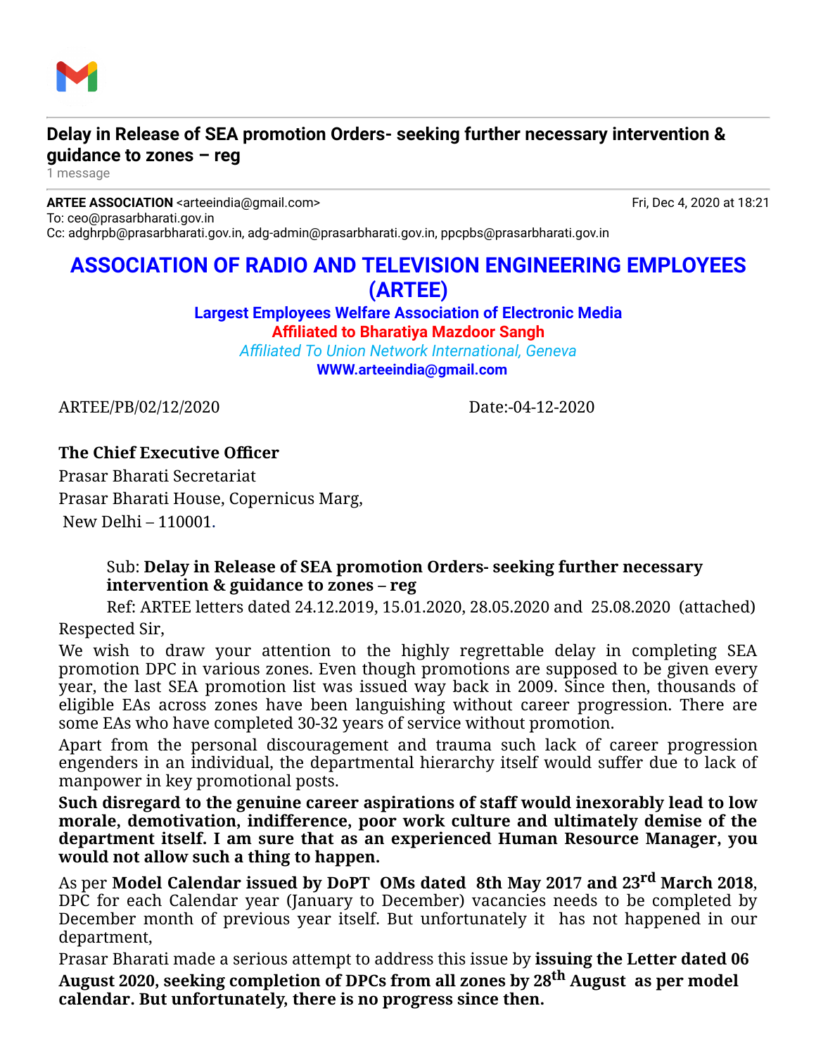**Delay in Release of SEA promotion Orders- seeking further necessary intervention & guidance to zones – reg**

1 message

**ARTEE ASSOCIATION** <arteeindia@gmail.com> Fri, Dec 4, 2020 at 18:21
To: ceo@prasarbharati.gov.in
Cc: adghrpb@prasarbharati.gov.in, adg-admin@prasarbharati.gov.in, ppcpbs@prasarbharati.gov.in

# ASSOCIATION OF RADIO AND TELEVISION ENGINEERING EMPLOYEES (ARTEE)

**Largest Employees Welfare Association of Electronic Media**

**Affiliated to Bharatiya Mazdoor Sangh**

*Affiliated To Union Network International, Geneva*

**WWW.arteeindia@gmail.com**

ARTEE/PB/02/12/2020 Date:-04-12-2020

**The Chief Executive Officer**
Prasar Bharati Secretariat
Prasar Bharati House, Copernicus Marg,
New Delhi – 110001.

Sub: **Delay in Release of SEA promotion Orders- seeking further necessary intervention & guidance to zones – reg**

Ref: ARTEE letters dated 24.12.2019, 15.01.2020, 28.05.2020 and 25.08.2020 (attached)

Respected Sir,

We wish to draw your attention to the highly regrettable delay in completing SEA promotion DPC in various zones. Even though promotions are supposed to be given every year, the last SEA promotion list was issued way back in 2009. Since then, thousands of eligible EAs across zones have been languishing without career progression. There are some EAs who have completed 30-32 years of service without promotion.

Apart from the personal discouragement and trauma such lack of career progression engenders in an individual, the departmental hierarchy itself would suffer due to lack of manpower in key promotional posts.

**Such disregard to the genuine career aspirations of staff would inexorably lead to low morale, demotivation, indifference, poor work culture and ultimately demise of the department itself. I am sure that as an experienced Human Resource Manager, you would not allow such a thing to happen.**

As per **Model Calendar issued by DoPT OMs dated 8th May 2017 and 23rd March 2018**, DPC for each Calendar year (January to December) vacancies needs to be completed by December month of previous year itself. But unfortunately it has not happened in our department,

Prasar Bharati made a serious attempt to address this issue by **issuing the Letter dated 06 August 2020, seeking completion of DPCs from all zones by 28th August as per model calendar. But unfortunately, there is no progress since then.**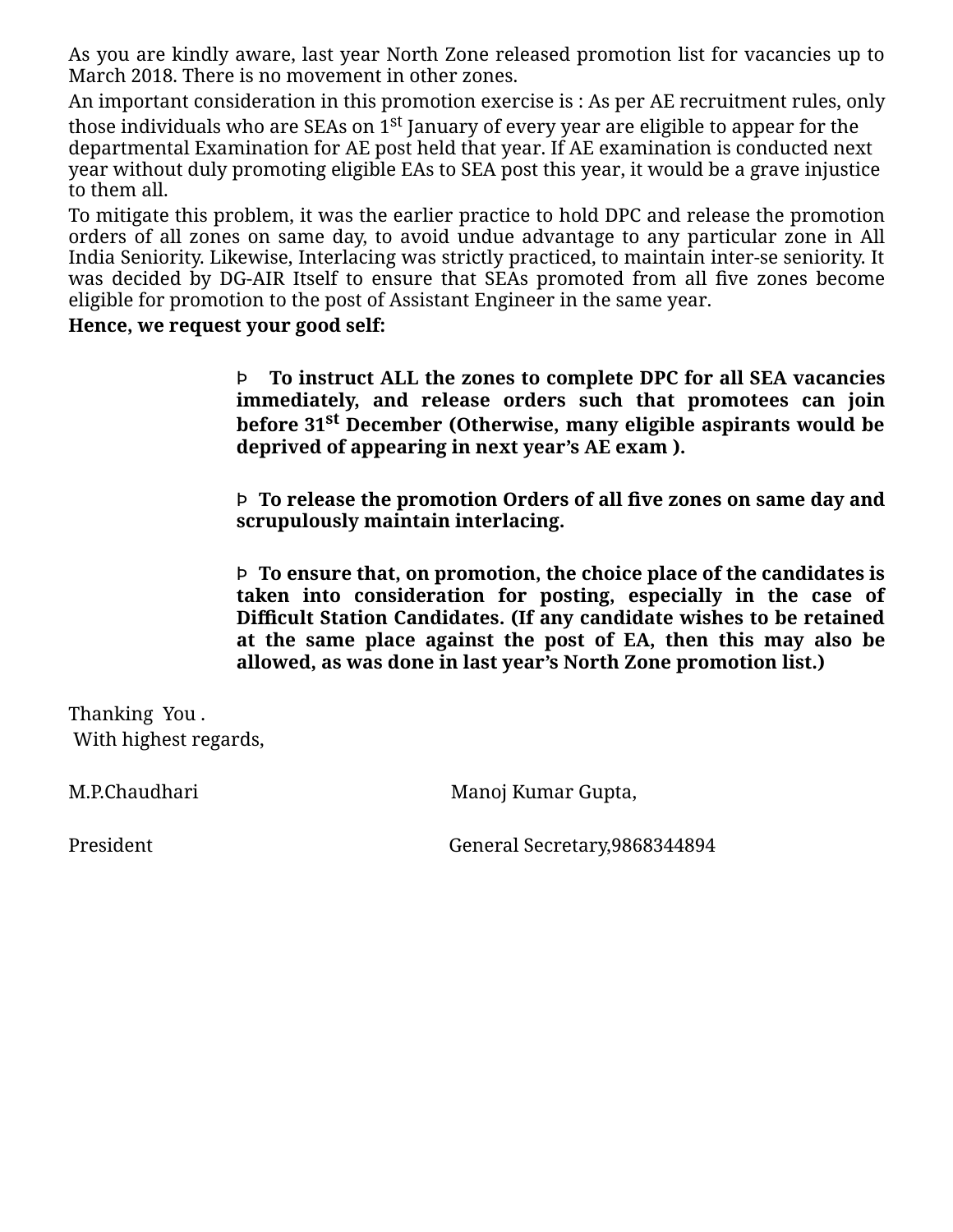As you are kindly aware, last year North Zone released promotion list for vacancies up to March 2018. There is no movement in other zones.

An important consideration in this promotion exercise is : As per AE recruitment rules, only those individuals who are SEAs on 1st January of every year are eligible to appear for the departmental Examination for AE post held that year. If AE examination is conducted next year without duly promoting eligible EAs to SEA post this year, it would be a grave injustice to them all.

To mitigate this problem, it was the earlier practice to hold DPC and release the promotion orders of all zones on same day, to avoid undue advantage to any particular zone in All India Seniority. Likewise, Interlacing was strictly practiced, to maintain inter-se seniority. It was decided by DG-AIR Itself to ensure that SEAs promoted from all five zones become eligible for promotion to the post of Assistant Engineer in the same year.

**Hence, we request your good self:**

- **To instruct ALL the zones to complete DPC for all SEA vacancies immediately, and release orders such that promotees can join before 31st December (Otherwise, many eligible aspirants would be deprived of appearing in next year's AE exam ).**

- **To release the promotion Orders of all five zones on same day and scrupulously maintain interlacing.**

- **To ensure that, on promotion, the choice place of the candidates is taken into consideration for posting, especially in the case of Difficult Station Candidates. (If any candidate wishes to be retained at the same place against the post of EA, then this may also be allowed, as was done in last year's North Zone promotion list.)**

Thanking You .

With highest regards,

M.P.Chaudhari — Manoj Kumar Gupta,

President — General Secretary,9868344894